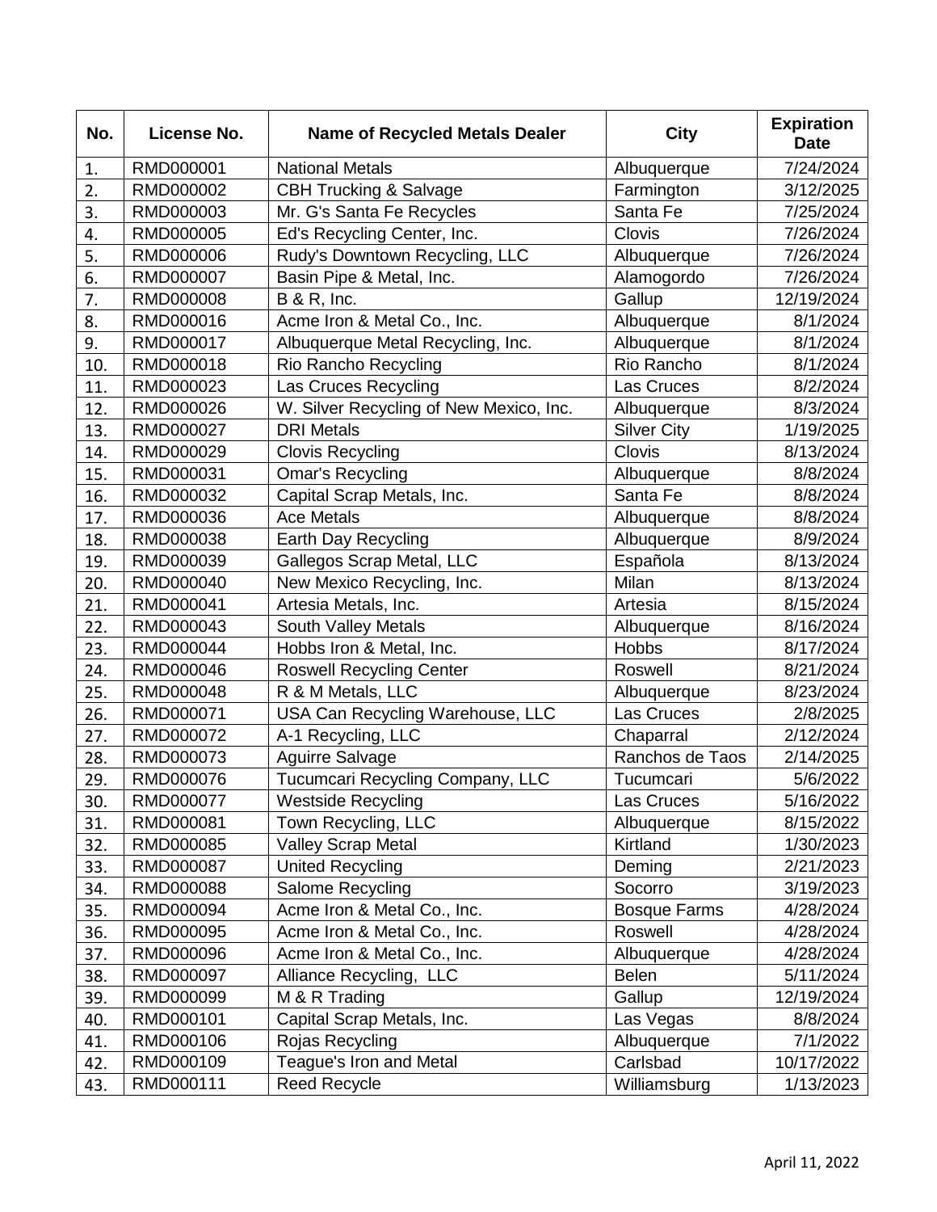| No. | License No. | Name of Recycled Metals Dealer | City | Expiration Date |
|---|---|---|---|---|
| 1. | RMD000001 | National Metals | Albuquerque | 7/24/2024 |
| 2. | RMD000002 | CBH Trucking & Salvage | Farmington | 3/12/2025 |
| 3. | RMD000003 | Mr. G's Santa Fe Recycles | Santa Fe | 7/25/2024 |
| 4. | RMD000005 | Ed's Recycling Center, Inc. | Clovis | 7/26/2024 |
| 5. | RMD000006 | Rudy's Downtown Recycling, LLC | Albuquerque | 7/26/2024 |
| 6. | RMD000007 | Basin Pipe & Metal, Inc. | Alamogordo | 7/26/2024 |
| 7. | RMD000008 | B & R, Inc. | Gallup | 12/19/2024 |
| 8. | RMD000016 | Acme Iron & Metal Co., Inc. | Albuquerque | 8/1/2024 |
| 9. | RMD000017 | Albuquerque Metal Recycling, Inc. | Albuquerque | 8/1/2024 |
| 10. | RMD000018 | Rio Rancho Recycling | Rio Rancho | 8/1/2024 |
| 11. | RMD000023 | Las Cruces Recycling | Las Cruces | 8/2/2024 |
| 12. | RMD000026 | W. Silver Recycling of New Mexico, Inc. | Albuquerque | 8/3/2024 |
| 13. | RMD000027 | DRI Metals | Silver City | 1/19/2025 |
| 14. | RMD000029 | Clovis Recycling | Clovis | 8/13/2024 |
| 15. | RMD000031 | Omar's Recycling | Albuquerque | 8/8/2024 |
| 16. | RMD000032 | Capital Scrap Metals, Inc. | Santa Fe | 8/8/2024 |
| 17. | RMD000036 | Ace Metals | Albuquerque | 8/8/2024 |
| 18. | RMD000038 | Earth Day Recycling | Albuquerque | 8/9/2024 |
| 19. | RMD000039 | Gallegos Scrap Metal, LLC | Española | 8/13/2024 |
| 20. | RMD000040 | New Mexico Recycling, Inc. | Milan | 8/13/2024 |
| 21. | RMD000041 | Artesia Metals, Inc. | Artesia | 8/15/2024 |
| 22. | RMD000043 | South Valley Metals | Albuquerque | 8/16/2024 |
| 23. | RMD000044 | Hobbs Iron & Metal, Inc. | Hobbs | 8/17/2024 |
| 24. | RMD000046 | Roswell Recycling Center | Roswell | 8/21/2024 |
| 25. | RMD000048 | R & M Metals, LLC | Albuquerque | 8/23/2024 |
| 26. | RMD000071 | USA Can Recycling Warehouse, LLC | Las Cruces | 2/8/2025 |
| 27. | RMD000072 | A-1 Recycling, LLC | Chaparral | 2/12/2024 |
| 28. | RMD000073 | Aguirre Salvage | Ranchos de Taos | 2/14/2025 |
| 29. | RMD000076 | Tucumcari Recycling Company, LLC | Tucumcari | 5/6/2022 |
| 30. | RMD000077 | Westside Recycling | Las Cruces | 5/16/2022 |
| 31. | RMD000081 | Town Recycling, LLC | Albuquerque | 8/15/2022 |
| 32. | RMD000085 | Valley Scrap Metal | Kirtland | 1/30/2023 |
| 33. | RMD000087 | United Recycling | Deming | 2/21/2023 |
| 34. | RMD000088 | Salome Recycling | Socorro | 3/19/2023 |
| 35. | RMD000094 | Acme Iron & Metal Co., Inc. | Bosque Farms | 4/28/2024 |
| 36. | RMD000095 | Acme Iron & Metal Co., Inc. | Roswell | 4/28/2024 |
| 37. | RMD000096 | Acme Iron & Metal Co., Inc. | Albuquerque | 4/28/2024 |
| 38. | RMD000097 | Alliance Recycling, LLC | Belen | 5/11/2024 |
| 39. | RMD000099 | M & R Trading | Gallup | 12/19/2024 |
| 40. | RMD000101 | Capital Scrap Metals, Inc. | Las Vegas | 8/8/2024 |
| 41. | RMD000106 | Rojas Recycling | Albuquerque | 7/1/2022 |
| 42. | RMD000109 | Teague's Iron and Metal | Carlsbad | 10/17/2022 |
| 43. | RMD000111 | Reed Recycle | Williamsburg | 1/13/2023 |

April 11, 2022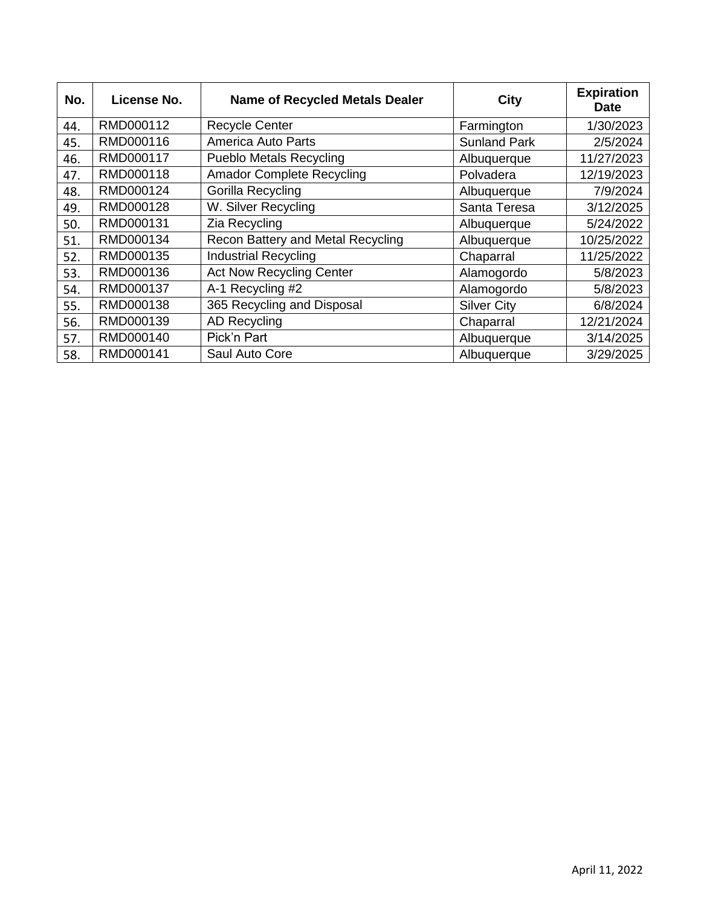| No. | License No. | Name of Recycled Metals Dealer | City | Expiration Date |
|---|---|---|---|---|
| 44. | RMD000112 | Recycle Center | Farmington | 1/30/2023 |
| 45. | RMD000116 | America Auto Parts | Sunland Park | 2/5/2024 |
| 46. | RMD000117 | Pueblo Metals Recycling | Albuquerque | 11/27/2023 |
| 47. | RMD000118 | Amador Complete Recycling | Polvadera | 12/19/2023 |
| 48. | RMD000124 | Gorilla Recycling | Albuquerque | 7/9/2024 |
| 49. | RMD000128 | W. Silver Recycling | Santa Teresa | 3/12/2025 |
| 50. | RMD000131 | Zia Recycling | Albuquerque | 5/24/2022 |
| 51. | RMD000134 | Recon Battery and Metal Recycling | Albuquerque | 10/25/2022 |
| 52. | RMD000135 | Industrial Recycling | Chaparral | 11/25/2022 |
| 53. | RMD000136 | Act Now Recycling Center | Alamogordo | 5/8/2023 |
| 54. | RMD000137 | A-1 Recycling #2 | Alamogordo | 5/8/2023 |
| 55. | RMD000138 | 365 Recycling and Disposal | Silver City | 6/8/2024 |
| 56. | RMD000139 | AD Recycling | Chaparral | 12/21/2024 |
| 57. | RMD000140 | Pick'n Part | Albuquerque | 3/14/2025 |
| 58. | RMD000141 | Saul Auto Core | Albuquerque | 3/29/2025 |

April 11, 2022